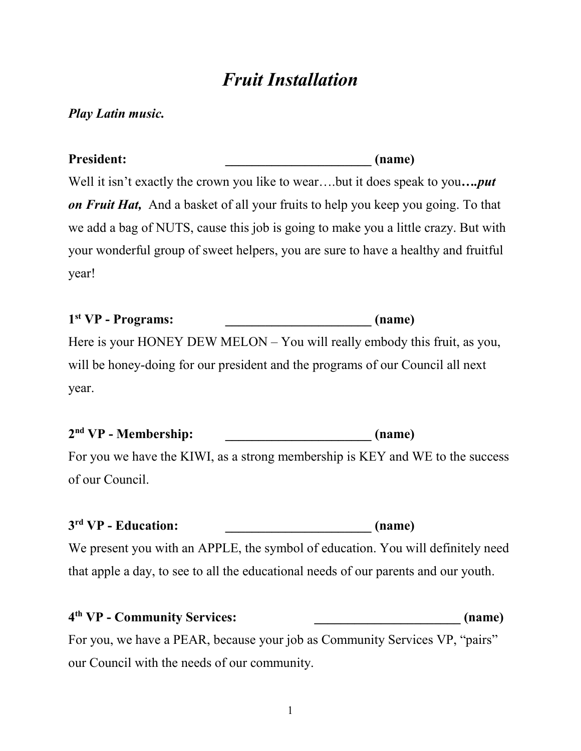# *Fruit Installation*

***Play Latin music.***

**President: ______________________ (name)**

Well it isn't exactly the crown you like to wear….but it does speak to you***….put on Fruit Hat,*** And a basket of all your fruits to help you keep you going. To that we add a bag of NUTS, cause this job is going to make you a little crazy. But with your wonderful group of sweet helpers, you are sure to have a healthy and fruitful year!

**1st VP - Programs: ______________________ (name)**

Here is your HONEY DEW MELON – You will really embody this fruit, as you, will be honey-doing for our president and the programs of our Council all next year.

**2nd VP - Membership: ______________________ (name)**

For you we have the KIWI, as a strong membership is KEY and WE to the success of our Council.

**3rd VP - Education: ______________________ (name)**

We present you with an APPLE, the symbol of education. You will definitely need that apple a day, to see to all the educational needs of our parents and our youth.

**4th VP - Community Services: ______________________ (name)**

For you, we have a PEAR, because your job as Community Services VP, "pairs" our Council with the needs of our community.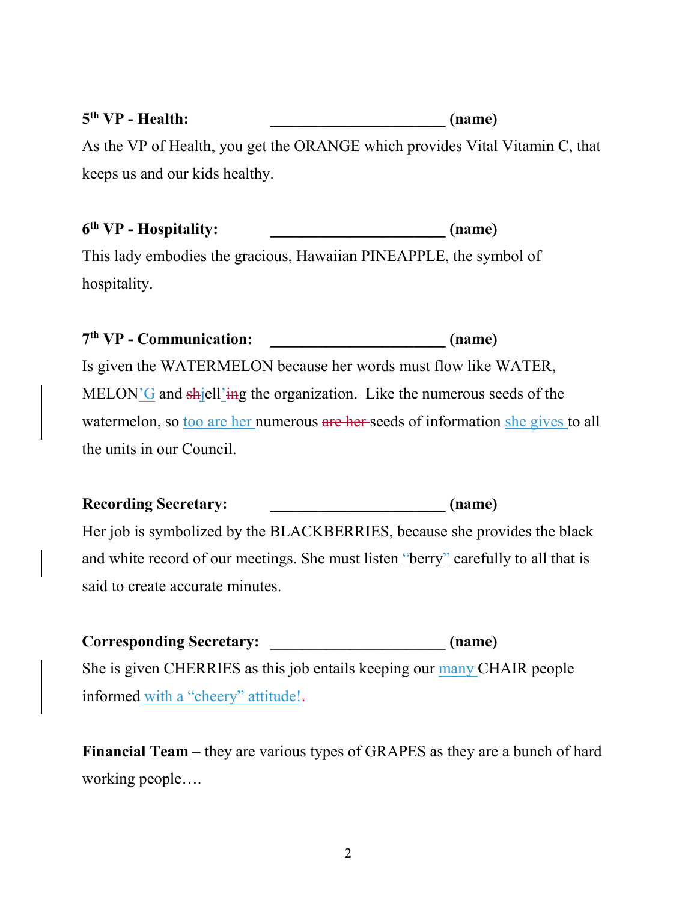**5th VP - Health:** ______________________ **(name)**

As the VP of Health, you get the ORANGE which provides Vital Vitamin C, that keeps us and our kids healthy.

**6th VP - Hospitality:** ______________________ **(name)**

This lady embodies the gracious, Hawaiian PINEAPPLE, the symbol of hospitality.

**7th VP - Communication:** ______________________ **(name)**

Is given the WATERMELON because her words must flow like WATER, MELON'G and ~~sh~~jell'~~in~~g the organization. Like the numerous seeds of the watermelon, so too are her numerous ~~are her~~ seeds of information she gives to all the units in our Council.

**Recording Secretary:** ______________________ **(name)**

Her job is symbolized by the BLACKBERRIES, because she provides the black and white record of our meetings. She must listen "berry" carefully to all that is said to create accurate minutes.

**Corresponding Secretary:** ______________________ **(name)**

She is given CHERRIES as this job entails keeping our many CHAIR people informed with a "cheery" attitude!~~.~~

**Financial Team –** they are various types of GRAPES as they are a bunch of hard working people….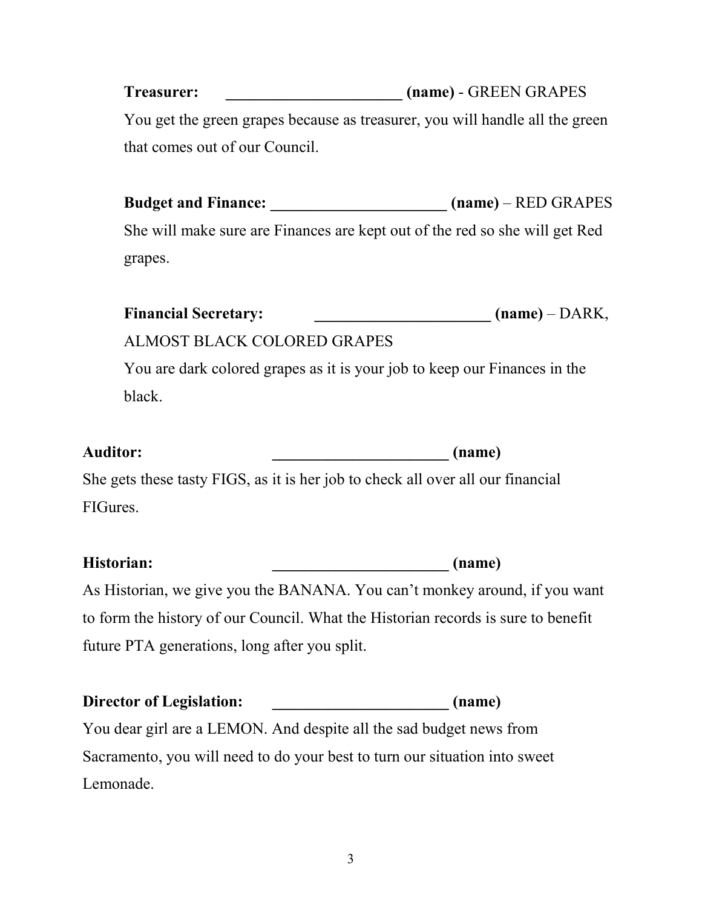**Treasurer:** ______________________ **(name)** - GREEN GRAPES
You get the green grapes because as treasurer, you will handle all the green that comes out of our Council.

**Budget and Finance:** ______________________ **(name)** – RED GRAPES
She will make sure are Finances are kept out of the red so she will get Red grapes.

**Financial Secretary:** ______________________ **(name)** – DARK, ALMOST BLACK COLORED GRAPES
You are dark colored grapes as it is your job to keep our Finances in the black.

**Auditor:** ______________________ **(name)**
She gets these tasty FIGS, as it is her job to check all over all our financial FIGures.

**Historian:** ______________________ **(name)**
As Historian, we give you the BANANA. You can't monkey around, if you want to form the history of our Council. What the Historian records is sure to benefit future PTA generations, long after you split.

**Director of Legislation:** ______________________ **(name)**
You dear girl are a LEMON. And despite all the sad budget news from Sacramento, you will need to do your best to turn our situation into sweet Lemonade.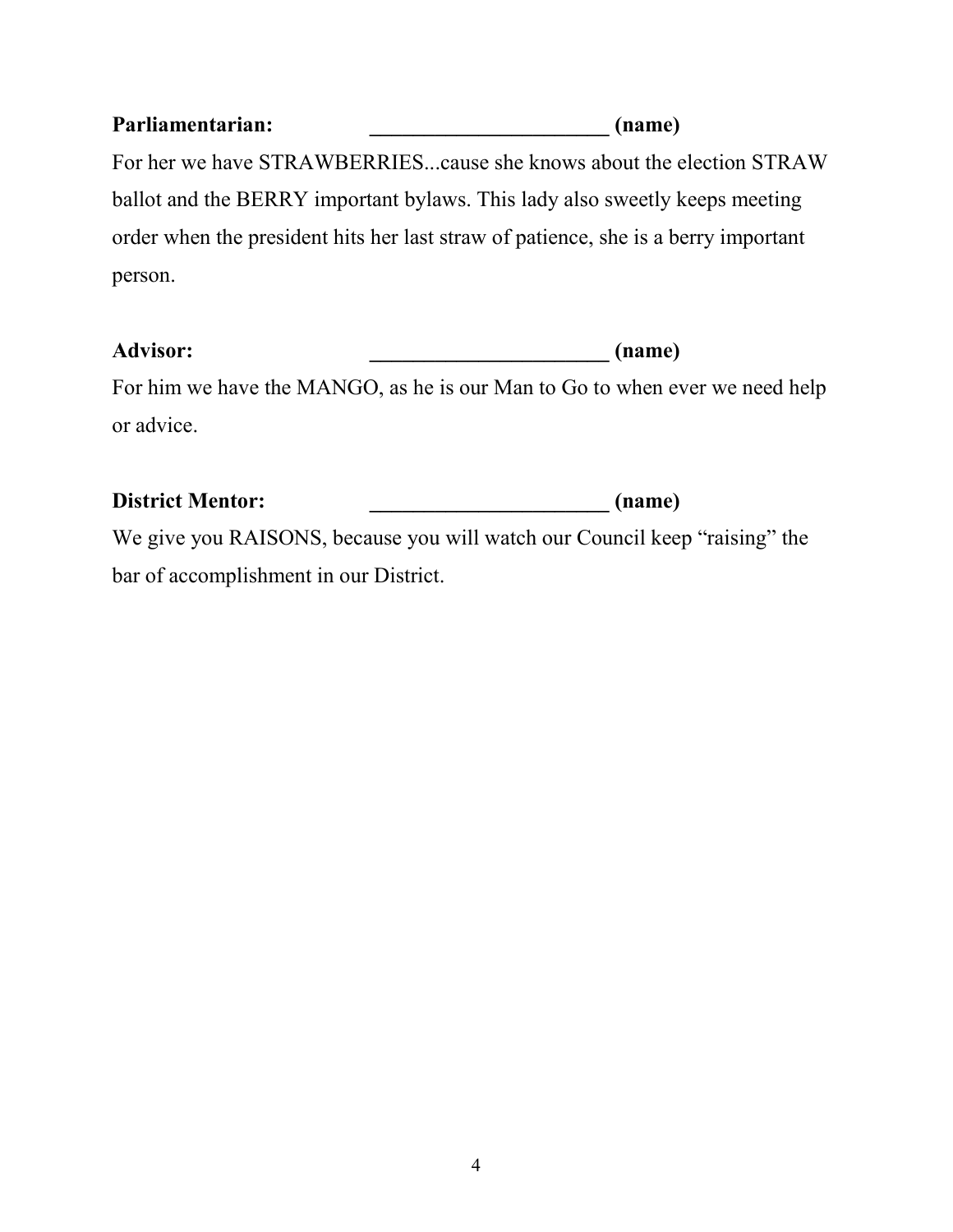**Parliamentarian:** ______________________ **(name)**

For her we have STRAWBERRIES...cause she knows about the election STRAW ballot and the BERRY important bylaws. This lady also sweetly keeps meeting order when the president hits her last straw of patience, she is a berry important person.

**Advisor:** ______________________ **(name)**

For him we have the MANGO, as he is our Man to Go to when ever we need help or advice.

**District Mentor:** ______________________ **(name)**

We give you RAISONS, because you will watch our Council keep "raising" the bar of accomplishment in our District.